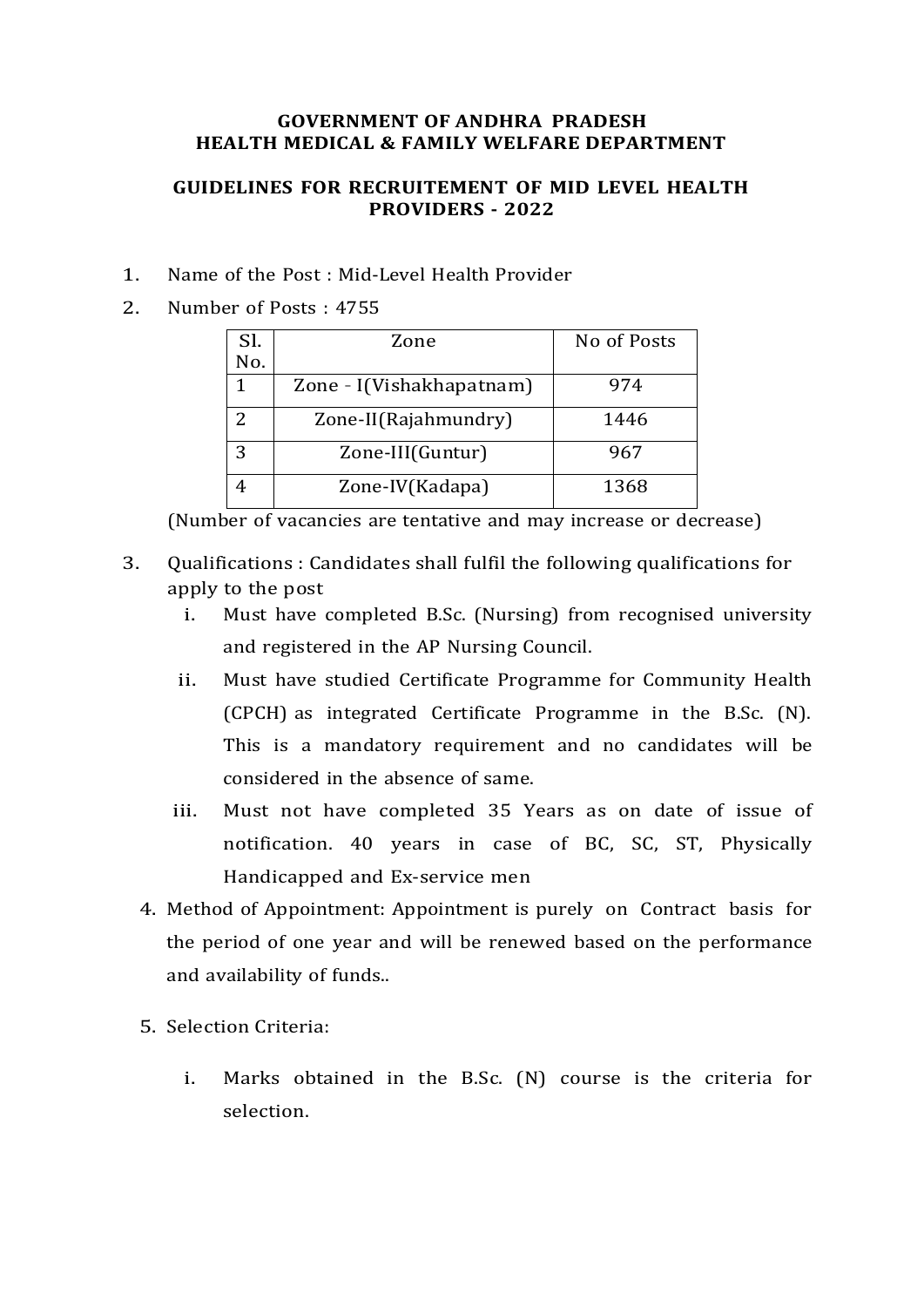**GOVERNMENT OF ANDHRA PRADESH**
**HEALTH MEDICAL & FAMILY WELFARE DEPARTMENT**

**GUIDELINES FOR RECRUITEMENT OF MID LEVEL HEALTH PROVIDERS - 2022**

1. Name of the Post : Mid-Level Health Provider
2. Number of Posts : 4755

| Sl. No. | Zone | No of Posts |
|---|---|---|
| 1 | Zone - I(Vishakhapatnam) | 974 |
| 2 | Zone-II(Rajahmundry) | 1446 |
| 3 | Zone-III(Guntur) | 967 |
| 4 | Zone-IV(Kadapa) | 1368 |

(Number of vacancies are tentative and may increase or decrease)

3. Qualifications : Candidates shall fulfil the following qualifications for apply to the post
   i. Must have completed B.Sc. (Nursing) from recognised university and registered in the AP Nursing Council.
   ii. Must have studied Certificate Programme for Community Health (CPCH) as integrated Certificate Programme in the B.Sc. (N). This is a mandatory requirement and no candidates will be considered in the absence of same.
   iii. Must not have completed 35 Years as on date of issue of notification. 40 years in case of BC, SC, ST, Physically Handicapped and Ex-service men
4. Method of Appointment: Appointment is purely on Contract basis for the period of one year and will be renewed based on the performance and availability of funds..
5. Selection Criteria:
   i. Marks obtained in the B.Sc. (N) course is the criteria for selection.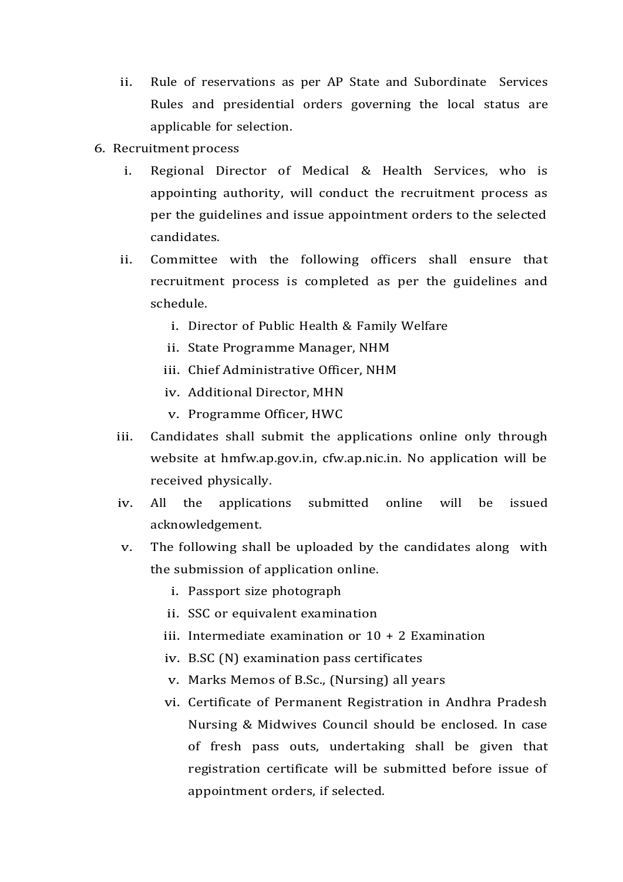ii. Rule of reservations as per AP State and Subordinate Services Rules and presidential orders governing the local status are applicable for selection.

6. Recruitment process

   i. Regional Director of Medical & Health Services, who is appointing authority, will conduct the recruitment process as per the guidelines and issue appointment orders to the selected candidates.

   ii. Committee with the following officers shall ensure that recruitment process is completed as per the guidelines and schedule.

      i. Director of Public Health & Family Welfare
      ii. State Programme Manager, NHM
      iii. Chief Administrative Officer, NHM
      iv. Additional Director, MHN
      v. Programme Officer, HWC

   iii. Candidates shall submit the applications online only through website at hmfw.ap.gov.in, cfw.ap.nic.in. No application will be received physically.

   iv. All the applications submitted online will be issued acknowledgement.

   v. The following shall be uploaded by the candidates along with the submission of application online.

      i. Passport size photograph
      ii. SSC or equivalent examination
      iii. Intermediate examination or 10 + 2 Examination
      iv. B.SC (N) examination pass certificates
      v. Marks Memos of B.Sc., (Nursing) all years
      vi. Certificate of Permanent Registration in Andhra Pradesh Nursing & Midwives Council should be enclosed. In case of fresh pass outs, undertaking shall be given that registration certificate will be submitted before issue of appointment orders, if selected.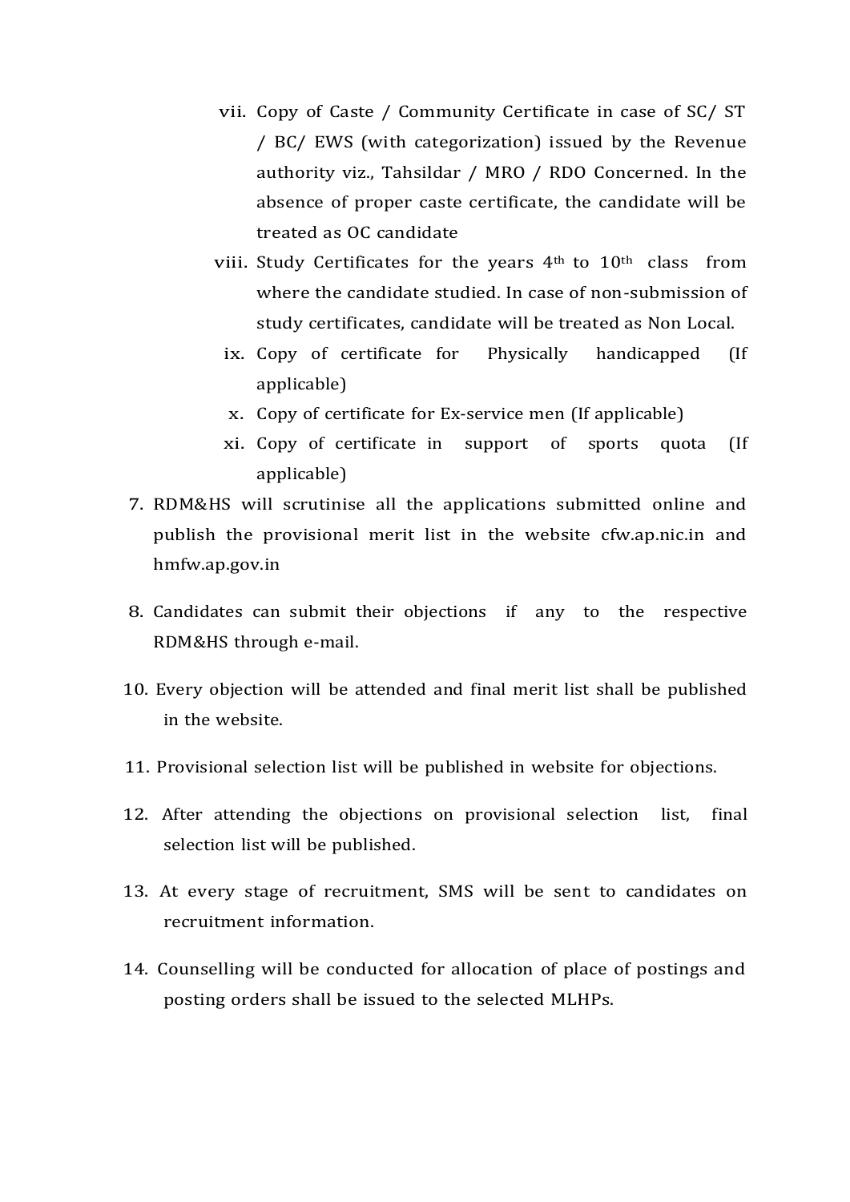vii. Copy of Caste / Community Certificate in case of SC/ ST / BC/ EWS (with categorization) issued by the Revenue authority viz., Tahsildar / MRO / RDO Concerned. In the absence of proper caste certificate, the candidate will be treated as OC candidate

viii. Study Certificates for the years 4th to 10th class from where the candidate studied. In case of non-submission of study certificates, candidate will be treated as Non Local.

ix. Copy of certificate for Physically handicapped (If applicable)

x. Copy of certificate for Ex-service men (If applicable)

xi. Copy of certificate in support of sports quota (If applicable)

7. RDM&HS will scrutinise all the applications submitted online and publish the provisional merit list in the website cfw.ap.nic.in and hmfw.ap.gov.in

8. Candidates can submit their objections if any to the respective RDM&HS through e-mail.

10. Every objection will be attended and final merit list shall be published in the website.

11. Provisional selection list will be published in website for objections.

12. After attending the objections on provisional selection list, final selection list will be published.

13. At every stage of recruitment, SMS will be sent to candidates on recruitment information.

14. Counselling will be conducted for allocation of place of postings and posting orders shall be issued to the selected MLHPs.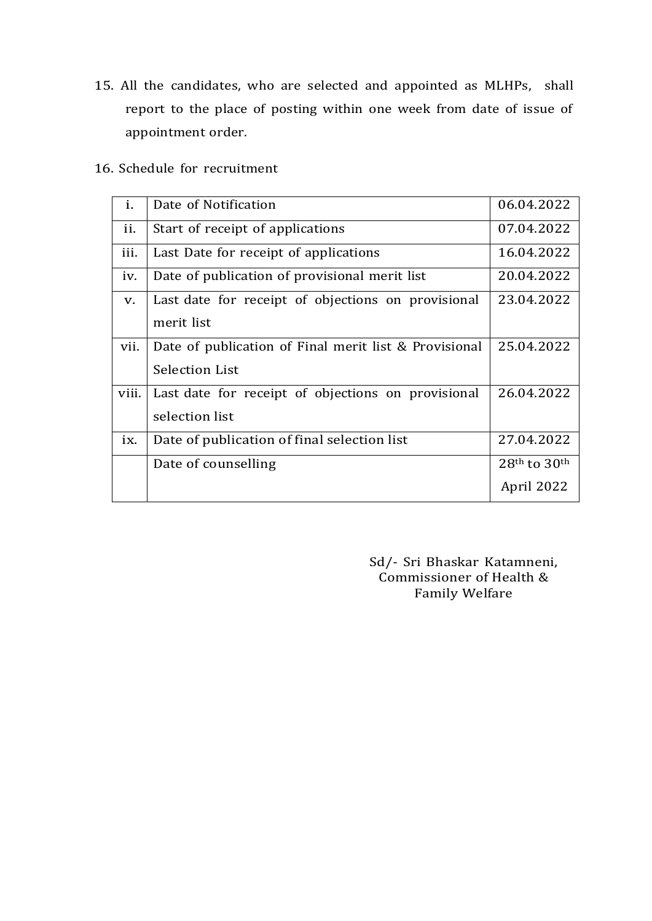15. All the candidates, who are selected and appointed as MLHPs, shall report to the place of posting within one week from date of issue of appointment order.

16. Schedule for recruitment

| | | |
|---|---|---|
| i. | Date of Notification | 06.04.2022 |
| ii. | Start of receipt of applications | 07.04.2022 |
| iii. | Last Date for receipt of applications | 16.04.2022 |
| iv. | Date of publication of provisional merit list | 20.04.2022 |
| v. | Last date for receipt of objections on provisional merit list | 23.04.2022 |
| vii. | Date of publication of Final merit list & Provisional Selection List | 25.04.2022 |
| viii. | Last date for receipt of objections on provisional selection list | 26.04.2022 |
| ix. | Date of publication of final selection list | 27.04.2022 |
| | Date of counselling | 28th to 30th April 2022 |

Sd/- Sri Bhaskar Katamneni,
Commissioner of Health &
Family Welfare